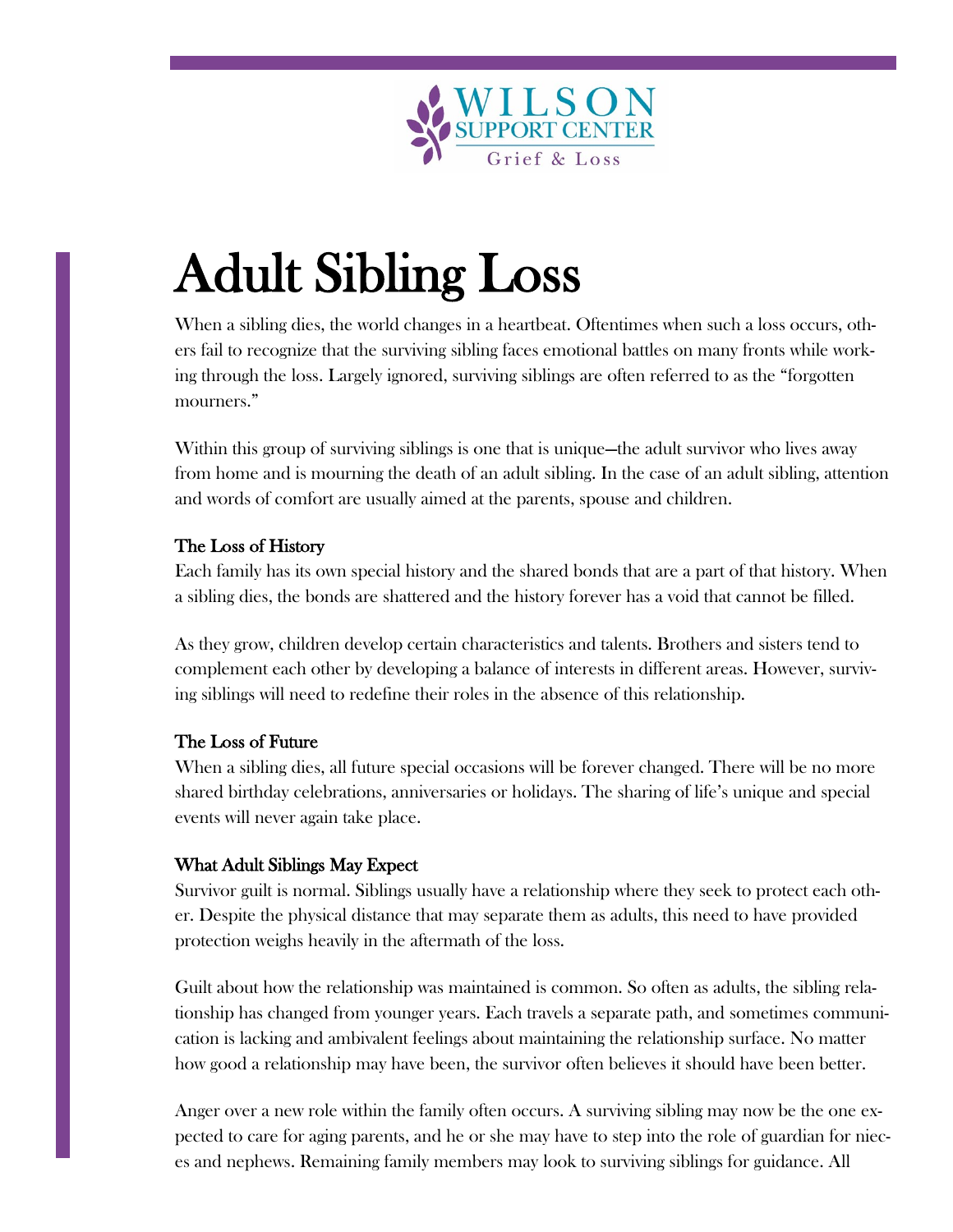WILSON SUPPORT CENTER
Grief & Loss

# Adult Sibling Loss

When a sibling dies, the world changes in a heartbeat. Oftentimes when such a loss occurs, others fail to recognize that the surviving sibling faces emotional battles on many fronts while working through the loss. Largely ignored, surviving siblings are often referred to as the "forgotten mourners."

Within this group of surviving siblings is one that is unique—the adult survivor who lives away from home and is mourning the death of an adult sibling. In the case of an adult sibling, attention and words of comfort are usually aimed at the parents, spouse and children.

### The Loss of History

Each family has its own special history and the shared bonds that are a part of that history. When a sibling dies, the bonds are shattered and the history forever has a void that cannot be filled.

As they grow, children develop certain characteristics and talents. Brothers and sisters tend to complement each other by developing a balance of interests in different areas. However, surviving siblings will need to redefine their roles in the absence of this relationship.

### The Loss of Future

When a sibling dies, all future special occasions will be forever changed. There will be no more shared birthday celebrations, anniversaries or holidays. The sharing of life's unique and special events will never again take place.

### What Adult Siblings May Expect

Survivor guilt is normal. Siblings usually have a relationship where they seek to protect each other. Despite the physical distance that may separate them as adults, this need to have provided protection weighs heavily in the aftermath of the loss.

Guilt about how the relationship was maintained is common. So often as adults, the sibling relationship has changed from younger years. Each travels a separate path, and sometimes communication is lacking and ambivalent feelings about maintaining the relationship surface. No matter how good a relationship may have been, the survivor often believes it should have been better.

Anger over a new role within the family often occurs. A surviving sibling may now be the one expected to care for aging parents, and he or she may have to step into the role of guardian for nieces and nephews. Remaining family members may look to surviving siblings for guidance. All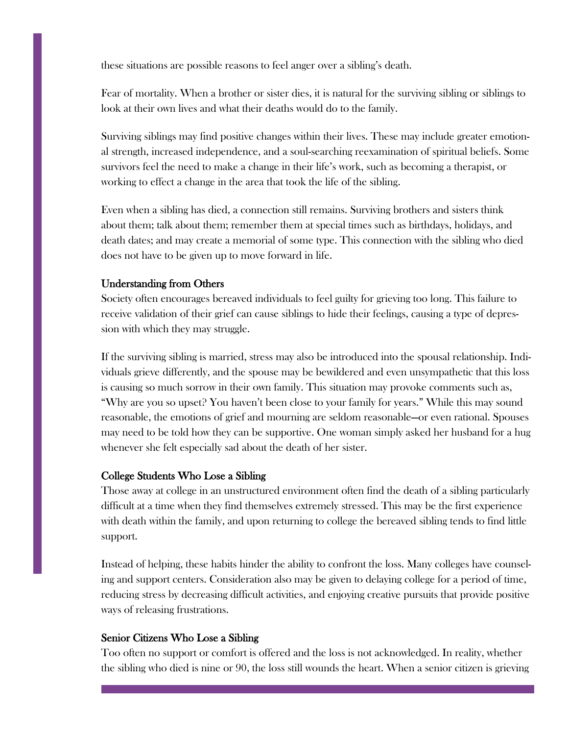these situations are possible reasons to feel anger over a sibling's death.

Fear of mortality. When a brother or sister dies, it is natural for the surviving sibling or siblings to look at their own lives and what their deaths would do to the family.

Surviving siblings may find positive changes within their lives. These may include greater emotional strength, increased independence, and a soul-searching reexamination of spiritual beliefs. Some survivors feel the need to make a change in their life's work, such as becoming a therapist, or working to effect a change in the area that took the life of the sibling.

Even when a sibling has died, a connection still remains. Surviving brothers and sisters think about them; talk about them; remember them at special times such as birthdays, holidays, and death dates; and may create a memorial of some type. This connection with the sibling who died does not have to be given up to move forward in life.

### Understanding from Others

Society often encourages bereaved individuals to feel guilty for grieving too long. This failure to receive validation of their grief can cause siblings to hide their feelings, causing a type of depression with which they may struggle.

If the surviving sibling is married, stress may also be introduced into the spousal relationship. Individuals grieve differently, and the spouse may be bewildered and even unsympathetic that this loss is causing so much sorrow in their own family. This situation may provoke comments such as, "Why are you so upset? You haven't been close to your family for years." While this may sound reasonable, the emotions of grief and mourning are seldom reasonable—or even rational. Spouses may need to be told how they can be supportive. One woman simply asked her husband for a hug whenever she felt especially sad about the death of her sister.

### College Students Who Lose a Sibling

Those away at college in an unstructured environment often find the death of a sibling particularly difficult at a time when they find themselves extremely stressed. This may be the first experience with death within the family, and upon returning to college the bereaved sibling tends to find little support.

Instead of helping, these habits hinder the ability to confront the loss. Many colleges have counseling and support centers. Consideration also may be given to delaying college for a period of time, reducing stress by decreasing difficult activities, and enjoying creative pursuits that provide positive ways of releasing frustrations.

### Senior Citizens Who Lose a Sibling

Too often no support or comfort is offered and the loss is not acknowledged. In reality, whether the sibling who died is nine or 90, the loss still wounds the heart. When a senior citizen is grieving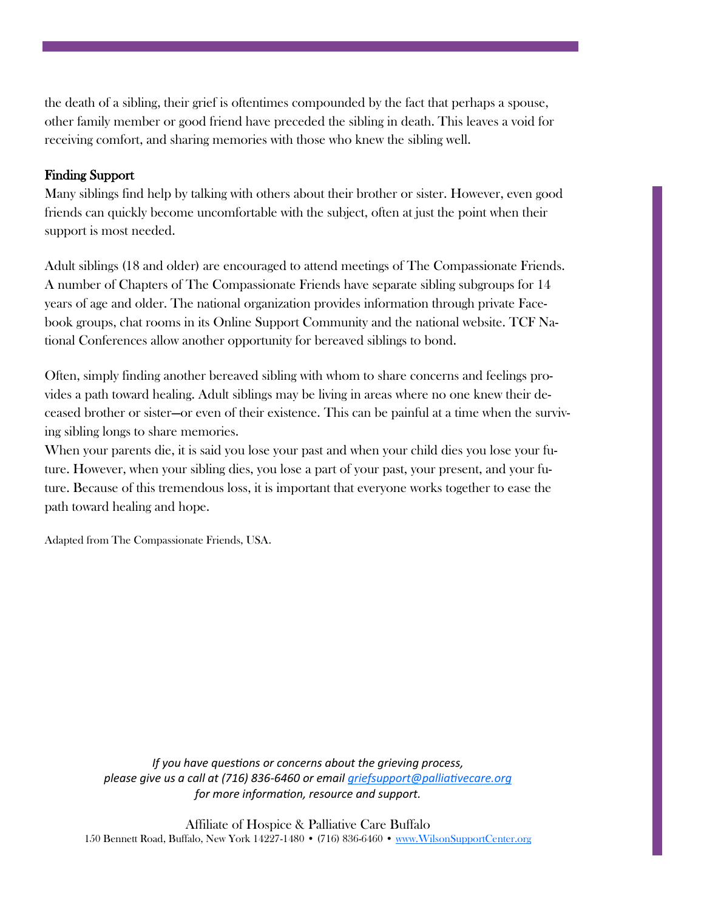the death of a sibling, their grief is oftentimes compounded by the fact that perhaps a spouse, other family member or good friend have preceded the sibling in death. This leaves a void for receiving comfort, and sharing memories with those who knew the sibling well.

**Finding Support**

Many siblings find help by talking with others about their brother or sister. However, even good friends can quickly become uncomfortable with the subject, often at just the point when their support is most needed.

Adult siblings (18 and older) are encouraged to attend meetings of The Compassionate Friends. A number of Chapters of The Compassionate Friends have separate sibling subgroups for 14 years of age and older. The national organization provides information through private Facebook groups, chat rooms in its Online Support Community and the national website. TCF National Conferences allow another opportunity for bereaved siblings to bond.

Often, simply finding another bereaved sibling with whom to share concerns and feelings provides a path toward healing. Adult siblings may be living in areas where no one knew their deceased brother or sister—or even of their existence. This can be painful at a time when the surviving sibling longs to share memories.

When your parents die, it is said you lose your past and when your child dies you lose your future. However, when your sibling dies, you lose a part of your past, your present, and your future. Because of this tremendous loss, it is important that everyone works together to ease the path toward healing and hope.

Adapted from The Compassionate Friends, USA.

*If you have questions or concerns about the grieving process, please give us a call at (716) 836-6460 or email [griefsupport@palliativecare.org](mailto:griefsupport@palliativecare.org) for more information, resource and support.*

Affiliate of Hospice & Palliative Care Buffalo

150 Bennett Road, Buffalo, New York 14227-1480 • (716) 836-6460 • [www.WilsonSupportCenter.org](http://www.WilsonSupportCenter.org)